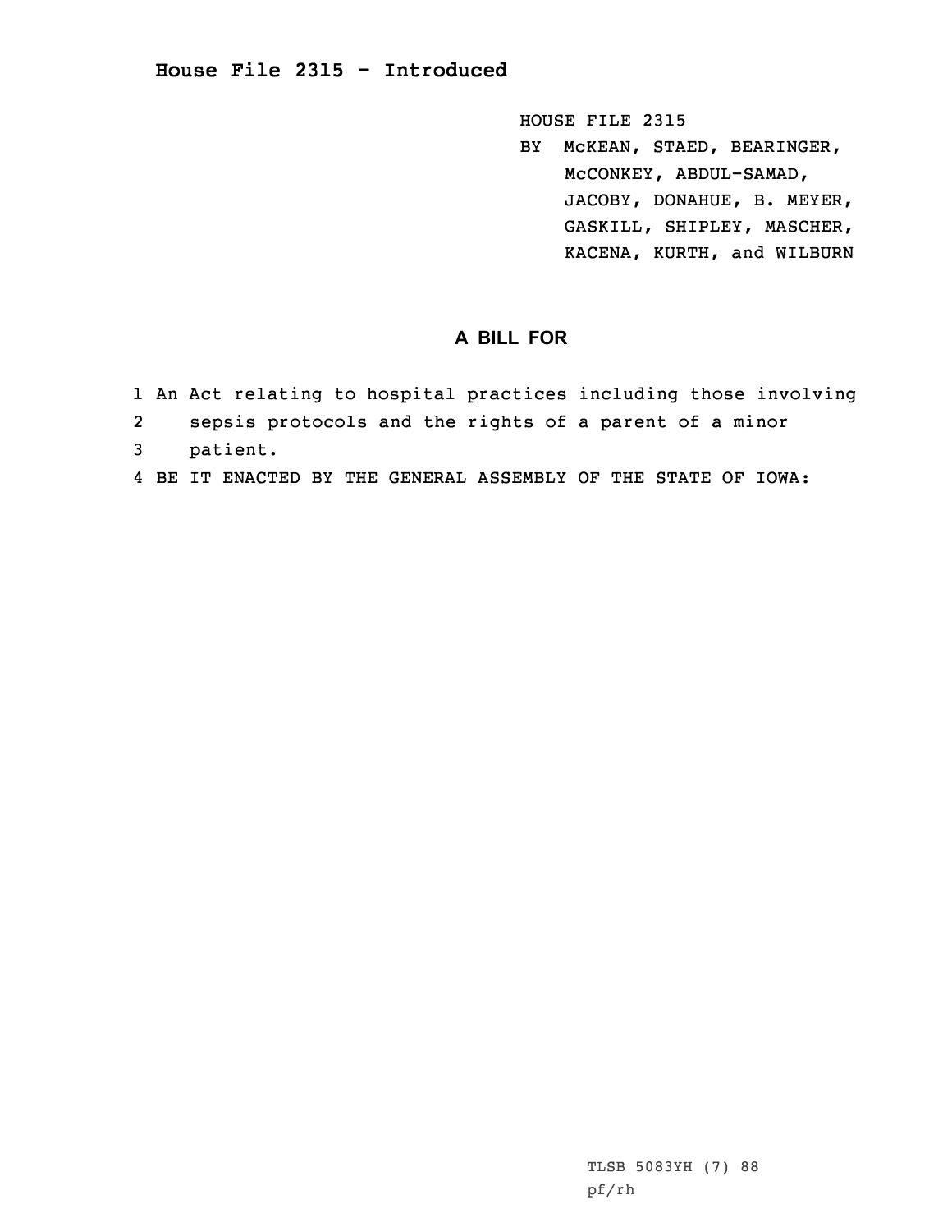# House File 2315 - Introduced

HOUSE FILE 2315
BY McKEAN, STAED, BEARINGER, McCONKEY, ABDUL-SAMAD, JACOBY, DONAHUE, B. MEYER, GASKILL, SHIPLEY, MASCHER, KACENA, KURTH, and WILBURN

## A BILL FOR

1 An Act relating to hospital practices including those involving
2 sepsis protocols and the rights of a parent of a minor
3 patient.
4 BE IT ENACTED BY THE GENERAL ASSEMBLY OF THE STATE OF IOWA:

TLSB 5083YH (7) 88
pf/rh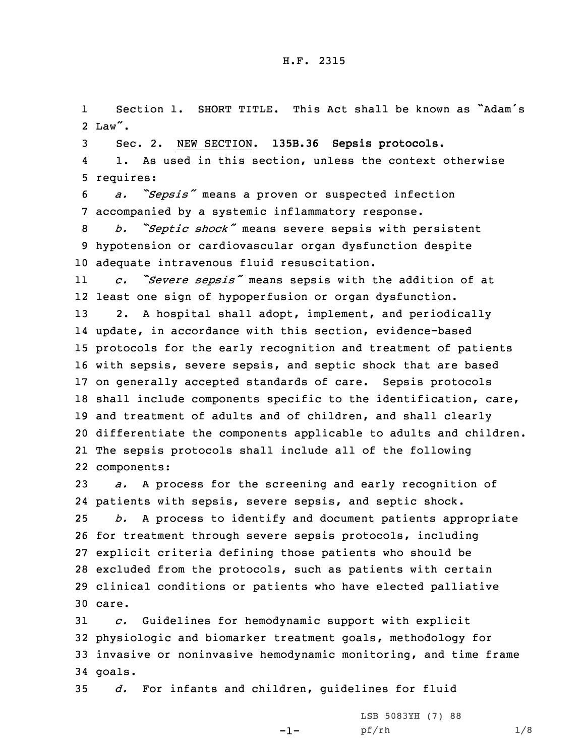H.F. 2315

Section 1. SHORT TITLE. This Act shall be known as "Adam's Law".

Sec. 2. NEW SECTION. **135B.36 Sepsis protocols.**

1. As used in this section, unless the context otherwise requires:

*a. "Sepsis"* means a proven or suspected infection accompanied by a systemic inflammatory response.

*b. "Septic shock"* means severe sepsis with persistent hypotension or cardiovascular organ dysfunction despite adequate intravenous fluid resuscitation.

*c. "Severe sepsis"* means sepsis with the addition of at least one sign of hypoperfusion or organ dysfunction.

2. A hospital shall adopt, implement, and periodically update, in accordance with this section, evidence-based protocols for the early recognition and treatment of patients with sepsis, severe sepsis, and septic shock that are based on generally accepted standards of care. Sepsis protocols shall include components specific to the identification, care, and treatment of adults and of children, and shall clearly differentiate the components applicable to adults and children. The sepsis protocols shall include all of the following components:

*a.* A process for the screening and early recognition of patients with sepsis, severe sepsis, and septic shock.

*b.* A process to identify and document patients appropriate for treatment through severe sepsis protocols, including explicit criteria defining those patients who should be excluded from the protocols, such as patients with certain clinical conditions or patients who have elected palliative care.

*c.* Guidelines for hemodynamic support with explicit physiologic and biomarker treatment goals, methodology for invasive or noninvasive hemodynamic monitoring, and time frame goals.

*d.* For infants and children, guidelines for fluid

LSB 5083YH (7) 88
pf/rh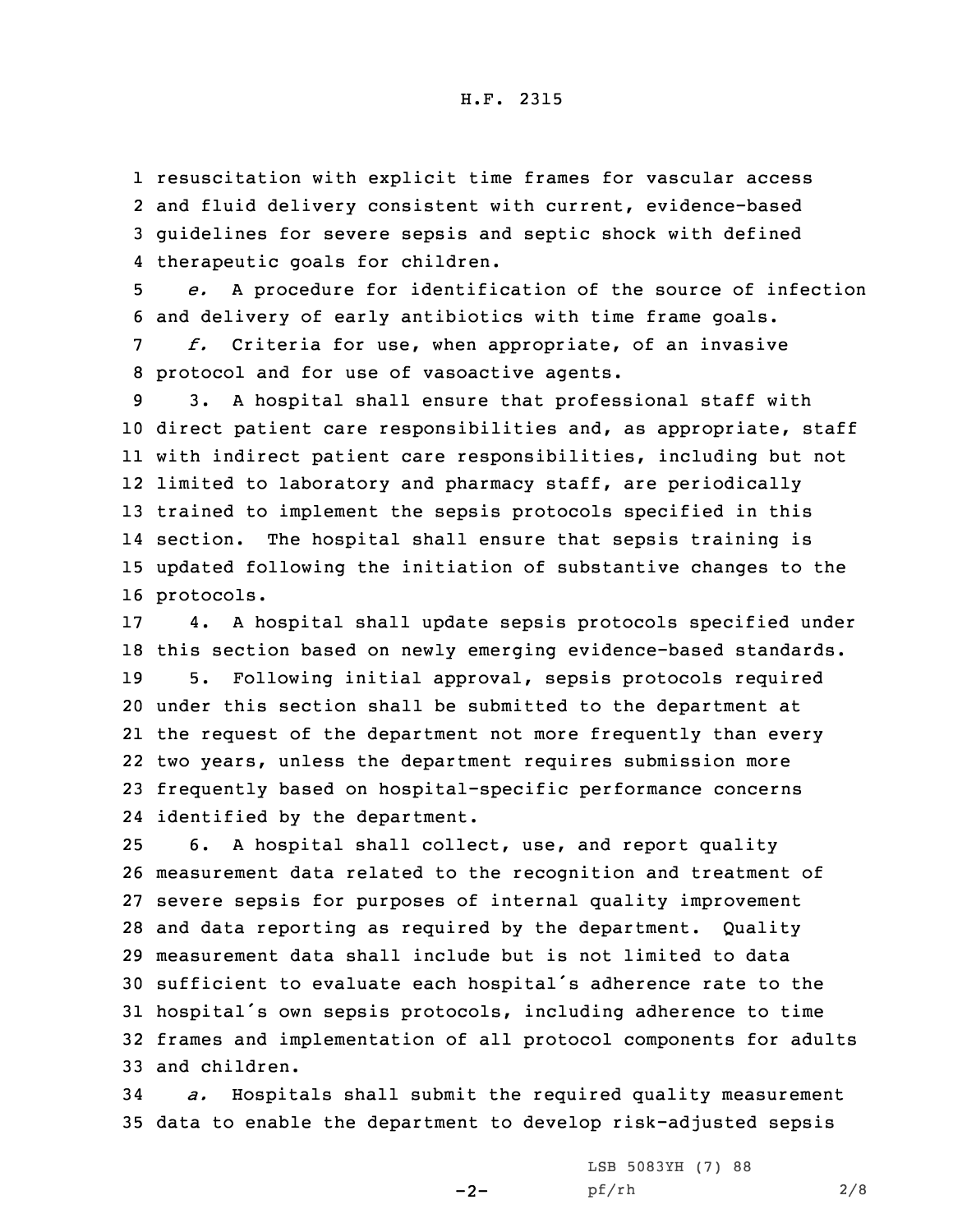resuscitation with explicit time frames for vascular access and fluid delivery consistent with current, evidence-based guidelines for severe sepsis and septic shock with defined therapeutic goals for children.

*e.* A procedure for identification of the source of infection and delivery of early antibiotics with time frame goals.

*f.* Criteria for use, when appropriate, of an invasive protocol and for use of vasoactive agents.

3. A hospital shall ensure that professional staff with direct patient care responsibilities and, as appropriate, staff with indirect patient care responsibilities, including but not limited to laboratory and pharmacy staff, are periodically trained to implement the sepsis protocols specified in this section. The hospital shall ensure that sepsis training is updated following the initiation of substantive changes to the protocols.

4. A hospital shall update sepsis protocols specified under this section based on newly emerging evidence-based standards.

5. Following initial approval, sepsis protocols required under this section shall be submitted to the department at the request of the department not more frequently than every two years, unless the department requires submission more frequently based on hospital-specific performance concerns identified by the department.

6. A hospital shall collect, use, and report quality measurement data related to the recognition and treatment of severe sepsis for purposes of internal quality improvement and data reporting as required by the department. Quality measurement data shall include but is not limited to data sufficient to evaluate each hospital's adherence rate to the hospital's own sepsis protocols, including adherence to time frames and implementation of all protocol components for adults and children.

*a.* Hospitals shall submit the required quality measurement data to enable the department to develop risk-adjusted sepsis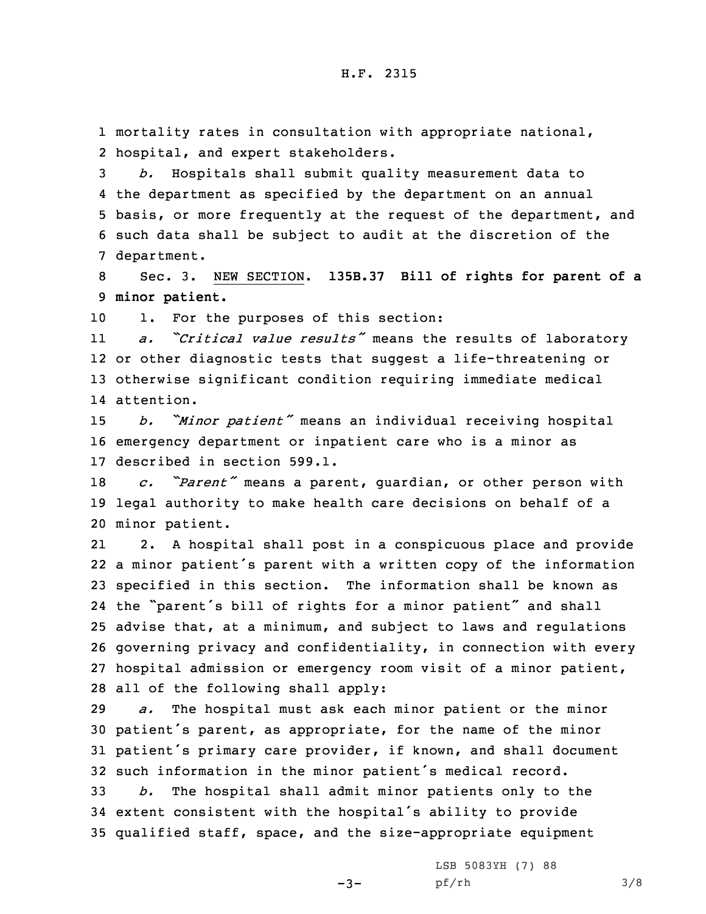mortality rates in consultation with appropriate national, hospital, and expert stakeholders.

*b.* Hospitals shall submit quality measurement data to the department as specified by the department on an annual basis, or more frequently at the request of the department, and such data shall be subject to audit at the discretion of the department.

Sec. 3. NEW SECTION. **135B.37 Bill of rights for parent of a minor patient.**

1. For the purposes of this section:

*a.* *"Critical value results"* means the results of laboratory or other diagnostic tests that suggest a life-threatening or otherwise significant condition requiring immediate medical attention.

*b.* *"Minor patient"* means an individual receiving hospital emergency department or inpatient care who is a minor as described in section 599.1.

*c.* *"Parent"* means a parent, guardian, or other person with legal authority to make health care decisions on behalf of a minor patient.

2. A hospital shall post in a conspicuous place and provide a minor patient's parent with a written copy of the information specified in this section. The information shall be known as the "parent's bill of rights for a minor patient" and shall advise that, at a minimum, and subject to laws and regulations governing privacy and confidentiality, in connection with every hospital admission or emergency room visit of a minor patient, all of the following shall apply:

*a.* The hospital must ask each minor patient or the minor patient's parent, as appropriate, for the name of the minor patient's primary care provider, if known, and shall document such information in the minor patient's medical record.

*b.* The hospital shall admit minor patients only to the extent consistent with the hospital's ability to provide qualified staff, space, and the size-appropriate equipment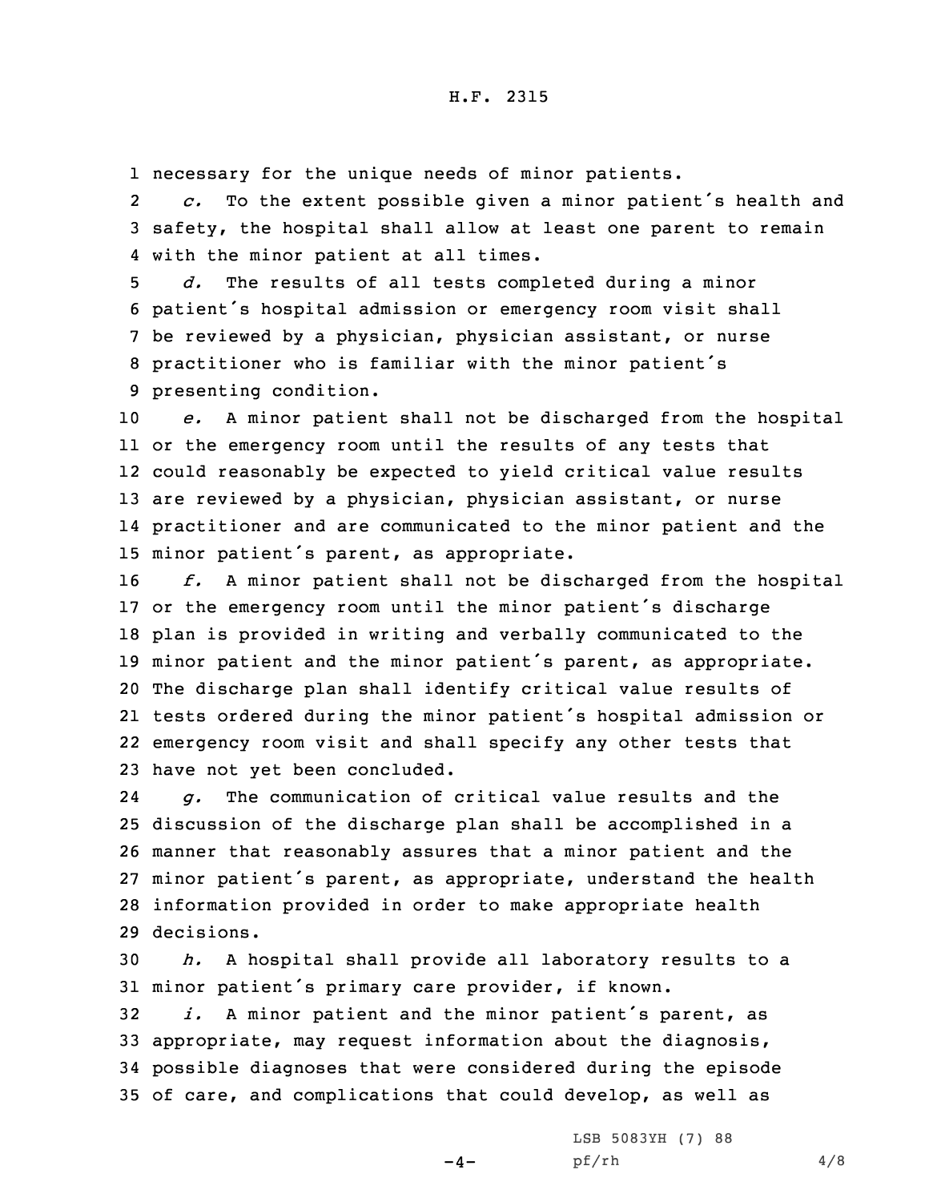necessary for the unique needs of minor patients.

*c.* To the extent possible given a minor patient's health and safety, the hospital shall allow at least one parent to remain with the minor patient at all times.

*d.* The results of all tests completed during a minor patient's hospital admission or emergency room visit shall be reviewed by a physician, physician assistant, or nurse practitioner who is familiar with the minor patient's presenting condition.

*e.* A minor patient shall not be discharged from the hospital or the emergency room until the results of any tests that could reasonably be expected to yield critical value results are reviewed by a physician, physician assistant, or nurse practitioner and are communicated to the minor patient and the minor patient's parent, as appropriate.

*f.* A minor patient shall not be discharged from the hospital or the emergency room until the minor patient's discharge plan is provided in writing and verbally communicated to the minor patient and the minor patient's parent, as appropriate. The discharge plan shall identify critical value results of tests ordered during the minor patient's hospital admission or emergency room visit and shall specify any other tests that have not yet been concluded.

*g.* The communication of critical value results and the discussion of the discharge plan shall be accomplished in a manner that reasonably assures that a minor patient and the minor patient's parent, as appropriate, understand the health information provided in order to make appropriate health decisions.

*h.* A hospital shall provide all laboratory results to a minor patient's primary care provider, if known.

*i.* A minor patient and the minor patient's parent, as appropriate, may request information about the diagnosis, possible diagnoses that were considered during the episode of care, and complications that could develop, as well as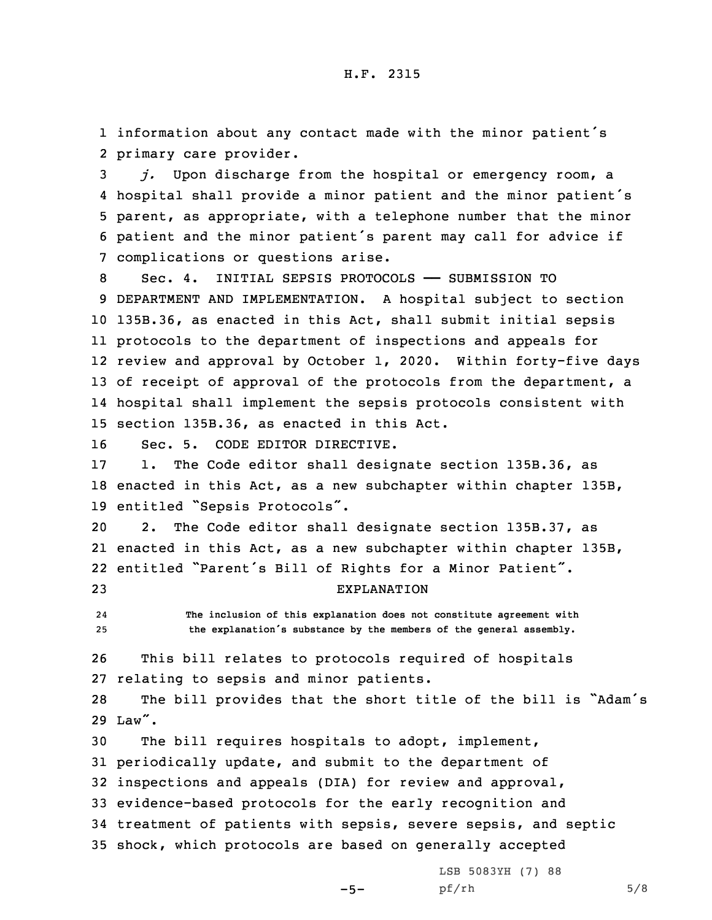information about any contact made with the minor patient's primary care provider.

*j.* Upon discharge from the hospital or emergency room, a hospital shall provide a minor patient and the minor patient's parent, as appropriate, with a telephone number that the minor patient and the minor patient's parent may call for advice if complications or questions arise.

Sec. 4. INITIAL SEPSIS PROTOCOLS —— SUBMISSION TO DEPARTMENT AND IMPLEMENTATION. A hospital subject to section 135B.36, as enacted in this Act, shall submit initial sepsis protocols to the department of inspections and appeals for review and approval by October 1, 2020. Within forty-five days of receipt of approval of the protocols from the department, a hospital shall implement the sepsis protocols consistent with section 135B.36, as enacted in this Act.

Sec. 5. CODE EDITOR DIRECTIVE.

1. The Code editor shall designate section 135B.36, as enacted in this Act, as a new subchapter within chapter 135B, entitled "Sepsis Protocols".

2. The Code editor shall designate section 135B.37, as enacted in this Act, as a new subchapter within chapter 135B, entitled "Parent's Bill of Rights for a Minor Patient".

EXPLANATION

The inclusion of this explanation does not constitute agreement with the explanation's substance by the members of the general assembly.

This bill relates to protocols required of hospitals relating to sepsis and minor patients.

The bill provides that the short title of the bill is "Adam's Law".

The bill requires hospitals to adopt, implement, periodically update, and submit to the department of inspections and appeals (DIA) for review and approval, evidence-based protocols for the early recognition and treatment of patients with sepsis, severe sepsis, and septic shock, which protocols are based on generally accepted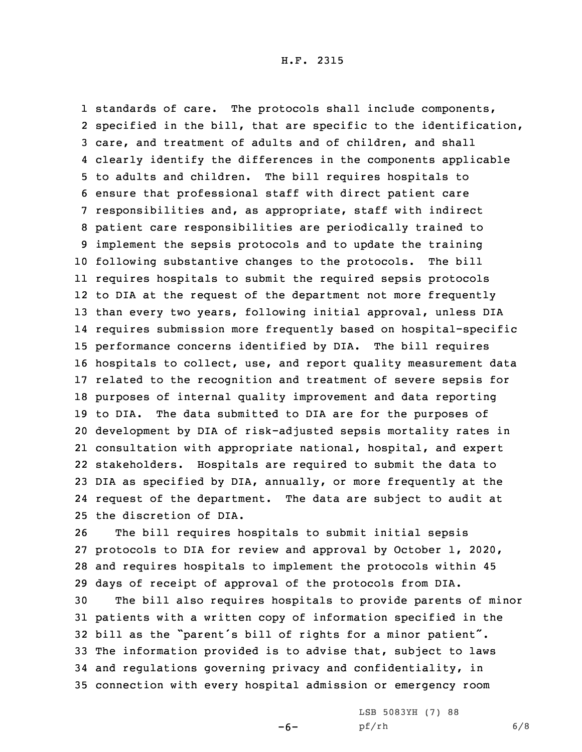standards of care. The protocols shall include components, specified in the bill, that are specific to the identification, care, and treatment of adults and of children, and shall clearly identify the differences in the components applicable to adults and children. The bill requires hospitals to ensure that professional staff with direct patient care responsibilities and, as appropriate, staff with indirect patient care responsibilities are periodically trained to implement the sepsis protocols and to update the training following substantive changes to the protocols. The bill requires hospitals to submit the required sepsis protocols to DIA at the request of the department not more frequently than every two years, following initial approval, unless DIA requires submission more frequently based on hospital-specific performance concerns identified by DIA. The bill requires hospitals to collect, use, and report quality measurement data related to the recognition and treatment of severe sepsis for purposes of internal quality improvement and data reporting to DIA. The data submitted to DIA are for the purposes of development by DIA of risk-adjusted sepsis mortality rates in consultation with appropriate national, hospital, and expert stakeholders. Hospitals are required to submit the data to DIA as specified by DIA, annually, or more frequently at the request of the department. The data are subject to audit at the discretion of DIA.

The bill requires hospitals to submit initial sepsis protocols to DIA for review and approval by October 1, 2020, and requires hospitals to implement the protocols within 45 days of receipt of approval of the protocols from DIA.

The bill also requires hospitals to provide parents of minor patients with a written copy of information specified in the bill as the "parent's bill of rights for a minor patient". The information provided is to advise that, subject to laws and regulations governing privacy and confidentiality, in connection with every hospital admission or emergency room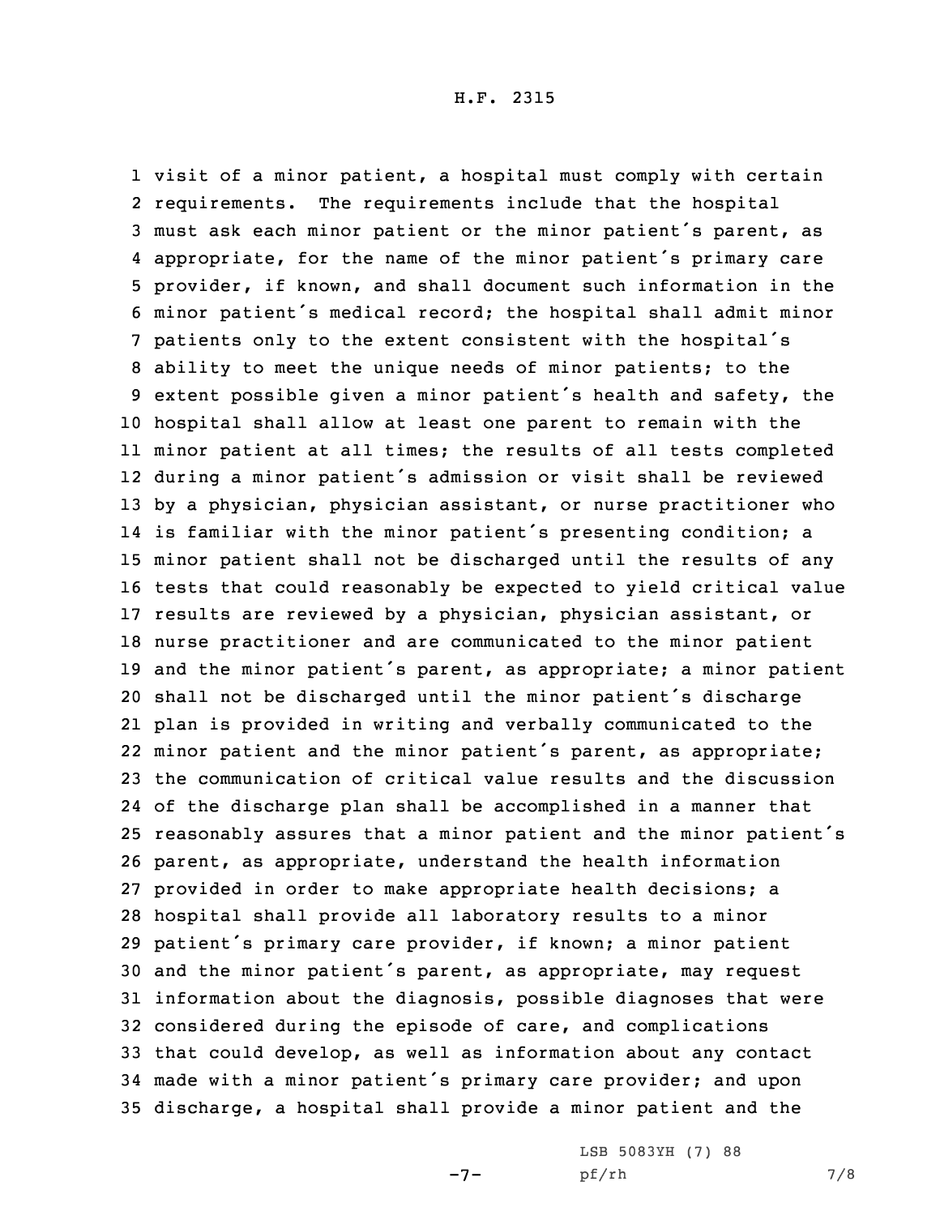visit of a minor patient, a hospital must comply with certain requirements. The requirements include that the hospital must ask each minor patient or the minor patient's parent, as appropriate, for the name of the minor patient's primary care provider, if known, and shall document such information in the minor patient's medical record; the hospital shall admit minor patients only to the extent consistent with the hospital's ability to meet the unique needs of minor patients; to the extent possible given a minor patient's health and safety, the hospital shall allow at least one parent to remain with the minor patient at all times; the results of all tests completed during a minor patient's admission or visit shall be reviewed by a physician, physician assistant, or nurse practitioner who is familiar with the minor patient's presenting condition; a minor patient shall not be discharged until the results of any tests that could reasonably be expected to yield critical value results are reviewed by a physician, physician assistant, or nurse practitioner and are communicated to the minor patient and the minor patient's parent, as appropriate; a minor patient shall not be discharged until the minor patient's discharge plan is provided in writing and verbally communicated to the minor patient and the minor patient's parent, as appropriate; the communication of critical value results and the discussion of the discharge plan shall be accomplished in a manner that reasonably assures that a minor patient and the minor patient's parent, as appropriate, understand the health information provided in order to make appropriate health decisions; a hospital shall provide all laboratory results to a minor patient's primary care provider, if known; a minor patient and the minor patient's parent, as appropriate, may request information about the diagnosis, possible diagnoses that were considered during the episode of care, and complications that could develop, as well as information about any contact made with a minor patient's primary care provider; and upon discharge, a hospital shall provide a minor patient and the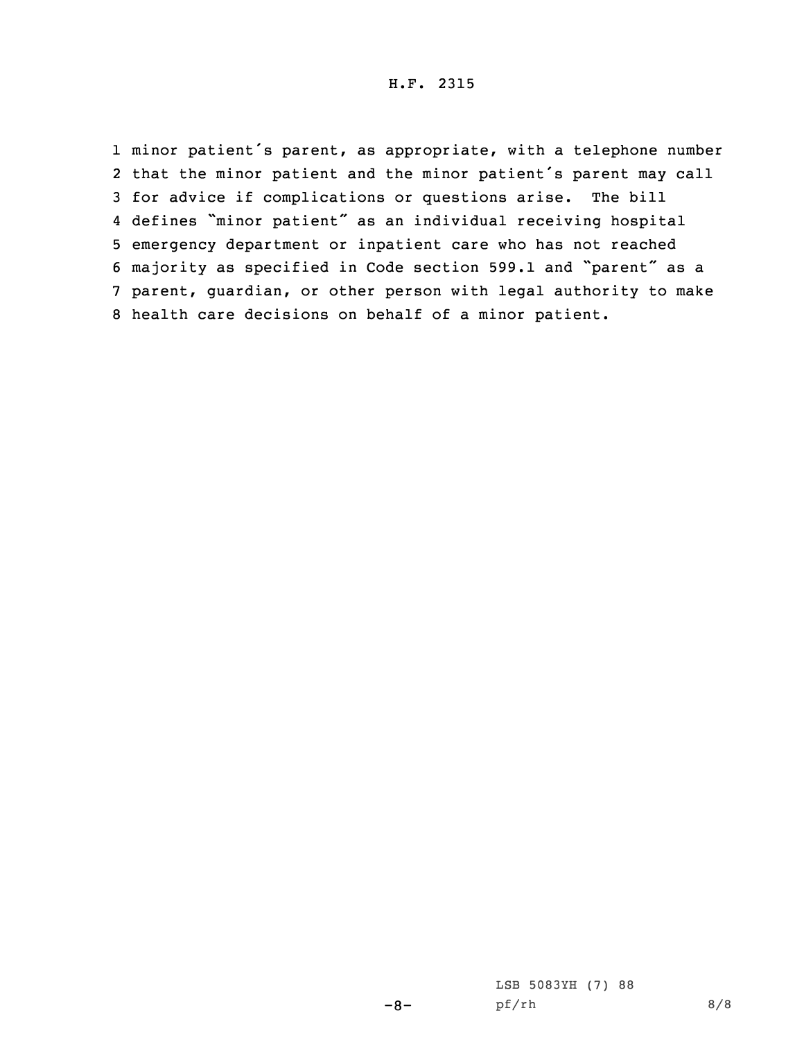minor patient's parent, as appropriate, with a telephone number that the minor patient and the minor patient's parent may call for advice if complications or questions arise. The bill defines "minor patient" as an individual receiving hospital emergency department or inpatient care who has not reached majority as specified in Code section 599.1 and "parent" as a parent, guardian, or other person with legal authority to make health care decisions on behalf of a minor patient.